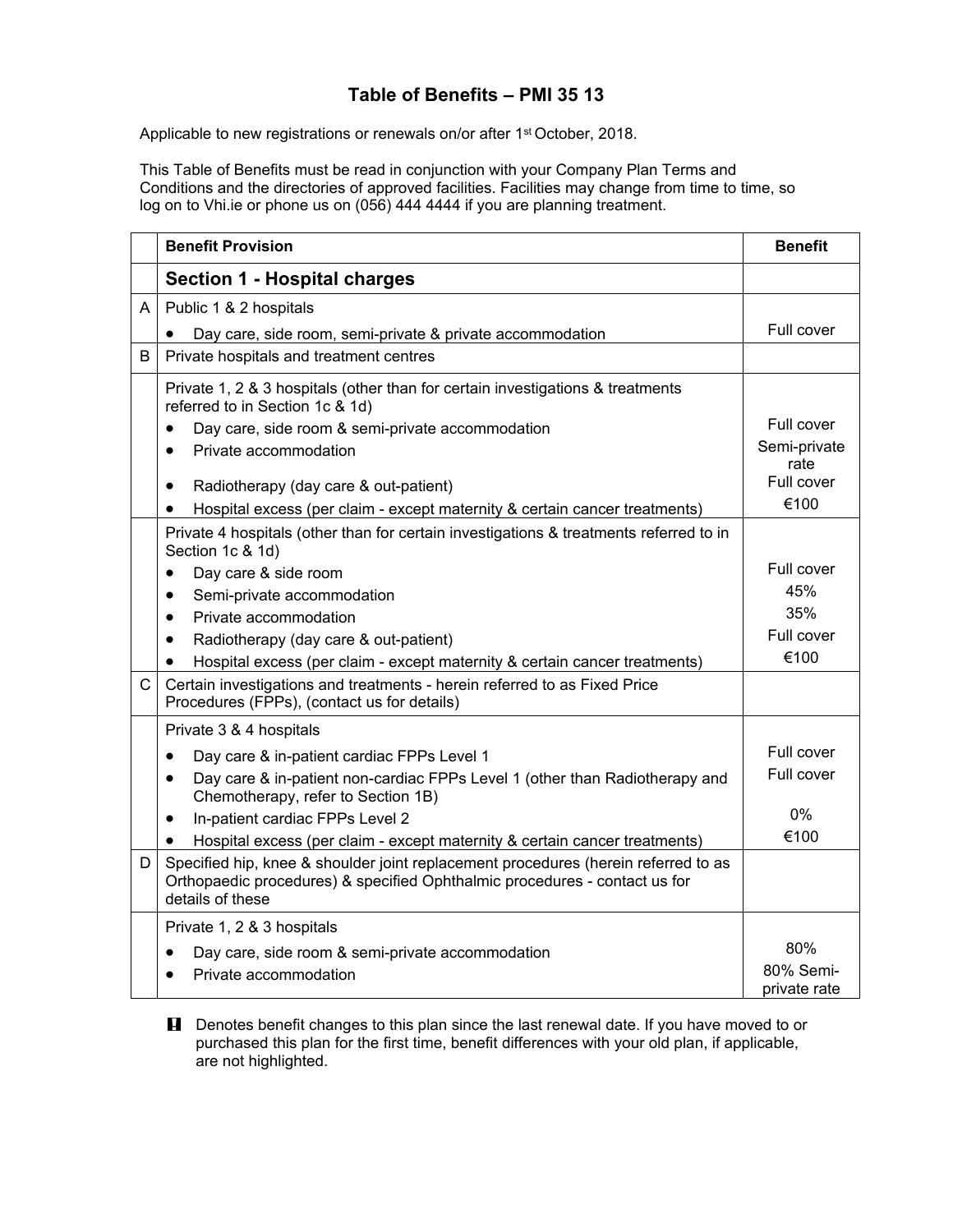# Table of Benefits – PMI 35 13

Applicable to new registrations or renewals on/or after 1st October, 2018.

This Table of Benefits must be read in conjunction with your Company Plan Terms and Conditions and the directories of approved facilities. Facilities may change from time to time, so log on to Vhi.ie or phone us on (056) 444 4444 if you are planning treatment.

| | Benefit Provision | Benefit |
|---|---|---|
| | **Section 1 - Hospital charges** | |
| A | Public 1 & 2 hospitals | |
| | • Day care, side room, semi-private & private accommodation | Full cover |
| B | Private hospitals and treatment centres | |
| | Private 1, 2 & 3 hospitals (other than for certain investigations & treatments referred to in Section 1c & 1d) | |
| | • Day care, side room & semi-private accommodation | Full cover |
| | • Private accommodation | Semi-private rate |
| | • Radiotherapy (day care & out-patient) | Full cover |
| | • Hospital excess (per claim - except maternity & certain cancer treatments) | €100 |
| | Private 4 hospitals (other than for certain investigations & treatments referred to in Section 1c & 1d) | |
| | • Day care & side room | Full cover |
| | • Semi-private accommodation | 45% |
| | • Private accommodation | 35% |
| | • Radiotherapy (day care & out-patient) | Full cover |
| | • Hospital excess (per claim - except maternity & certain cancer treatments) | €100 |
| C | Certain investigations and treatments - herein referred to as Fixed Price Procedures (FPPs), (contact us for details) | |
| | Private 3 & 4 hospitals | |
| | • Day care & in-patient cardiac FPPs Level 1 | Full cover |
| | • Day care & in-patient non-cardiac FPPs Level 1 (other than Radiotherapy and Chemotherapy, refer to Section 1B) | Full cover |
| | • In-patient cardiac FPPs Level 2 | 0% |
| | • Hospital excess (per claim - except maternity & certain cancer treatments) | €100 |
| D | Specified hip, knee & shoulder joint replacement procedures (herein referred to as Orthopaedic procedures) & specified Ophthalmic procedures - contact us for details of these | |
| | Private 1, 2 & 3 hospitals | |
| | • Day care, side room & semi-private accommodation | 80% |
| | • Private accommodation | 80% Semi-private rate |

**!** Denotes benefit changes to this plan since the last renewal date. If you have moved to or purchased this plan for the first time, benefit differences with your old plan, if applicable, are not highlighted.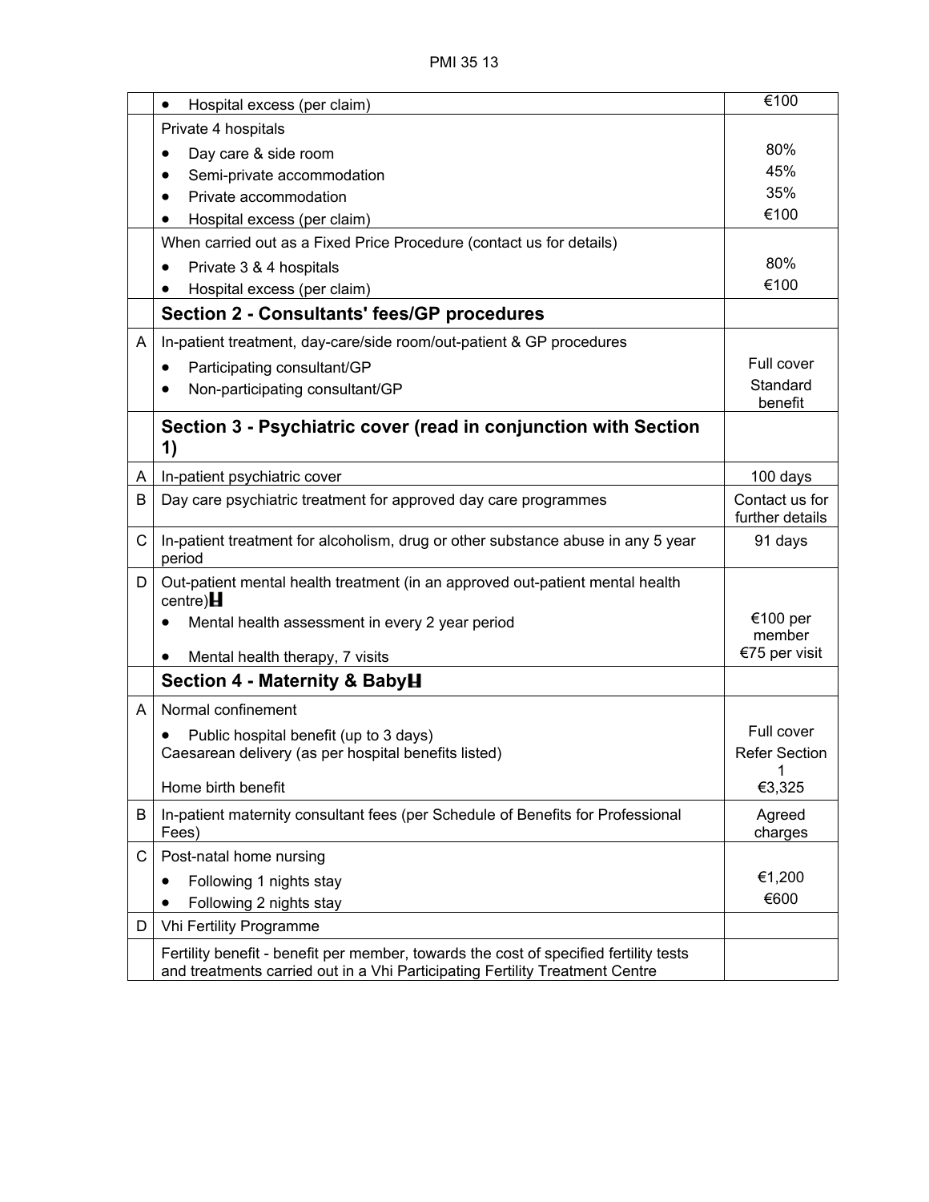| | | |
|---|---|---|
| | • Hospital excess (per claim) | €100 |
| | Private 4 hospitals<br>• Day care & side room<br>• Semi-private accommodation<br>• Private accommodation<br>• Hospital excess (per claim) | <br>80%<br>45%<br>35%<br>€100 |
| | When carried out as a Fixed Price Procedure (contact us for details)<br>• Private 3 & 4 hospitals<br>• Hospital excess (per claim) | <br>80%<br>€100 |
| | **Section 2 - Consultants' fees/GP procedures** | |
| A | In-patient treatment, day-care/side room/out-patient & GP procedures<br>• Participating consultant/GP<br>• Non-participating consultant/GP | <br>Full cover<br>Standard benefit |
| | **Section 3 - Psychiatric cover (read in conjunction with Section 1)** | |
| A | In-patient psychiatric cover | 100 days |
| B | Day care psychiatric treatment for approved day care programmes | Contact us for further details |
| C | In-patient treatment for alcoholism, drug or other substance abuse in any 5 year period | 91 days |
| D | Out-patient mental health treatment (in an approved out-patient mental health centre)H<br>• Mental health assessment in every 2 year period<br>• Mental health therapy, 7 visits | <br>€100 per member<br>€75 per visit |
| | **Section 4 - Maternity & BabyH** | |
| A | Normal confinement<br>• Public hospital benefit (up to 3 days)<br>Caesarean delivery (as per hospital benefits listed)<br>Home birth benefit | <br>Full cover<br>Refer Section 1<br>€3,325 |
| B | In-patient maternity consultant fees (per Schedule of Benefits for Professional Fees) | Agreed charges |
| C | Post-natal home nursing<br>• Following 1 nights stay<br>• Following 2 nights stay | <br>€1,200<br>€600 |
| D | Vhi Fertility Programme | |
| | Fertility benefit - benefit per member, towards the cost of specified fertility tests and treatments carried out in a Vhi Participating Fertility Treatment Centre | |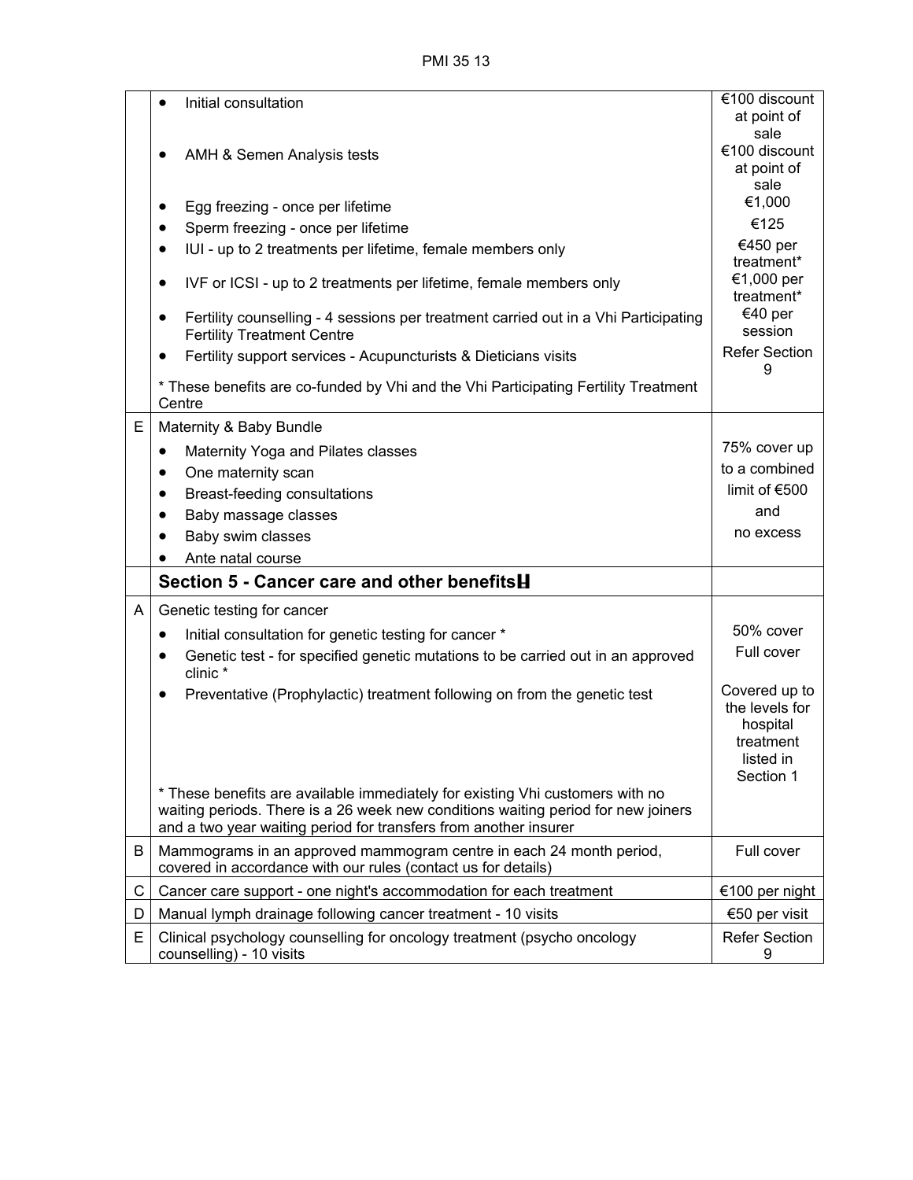| | | |
|---|---|---|
| | • Initial consultation | €100 discount at point of sale |
| | • AMH & Semen Analysis tests | €100 discount at point of sale |
| | • Egg freezing - once per lifetime | €1,000 |
| | • Sperm freezing - once per lifetime | €125 |
| | • IUI - up to 2 treatments per lifetime, female members only | €450 per treatment* |
| | • IVF or ICSI - up to 2 treatments per lifetime, female members only | €1,000 per treatment* |
| | • Fertility counselling - 4 sessions per treatment carried out in a Vhi Participating Fertility Treatment Centre | €40 per session |
| | • Fertility support services - Acupuncturists & Dieticians visits | Refer Section 9 |
| | * These benefits are co-funded by Vhi and the Vhi Participating Fertility Treatment Centre | |
| E | Maternity & Baby Bundle<br>• Maternity Yoga and Pilates classes<br>• One maternity scan<br>• Breast-feeding consultations<br>• Baby massage classes<br>• Baby swim classes<br>• Ante natal course | 75% cover up to a combined limit of €500 and no excess |
| | **Section 5 - Cancer care and other benefits** | |
| A | Genetic testing for cancer | |
| | • Initial consultation for genetic testing for cancer * | 50% cover |
| | • Genetic test - for specified genetic mutations to be carried out in an approved clinic * | Full cover |
| | • Preventative (Prophylactic) treatment following on from the genetic test | Covered up to the levels for hospital treatment listed in Section 1 |
| | * These benefits are available immediately for existing Vhi customers with no waiting periods. There is a 26 week new conditions waiting period for new joiners and a two year waiting period for transfers from another insurer | |
| B | Mammograms in an approved mammogram centre in each 24 month period, covered in accordance with our rules (contact us for details) | Full cover |
| C | Cancer care support - one night's accommodation for each treatment | €100 per night |
| D | Manual lymph drainage following cancer treatment - 10 visits | €50 per visit |
| E | Clinical psychology counselling for oncology treatment (psycho oncology counselling) - 10 visits | Refer Section 9 |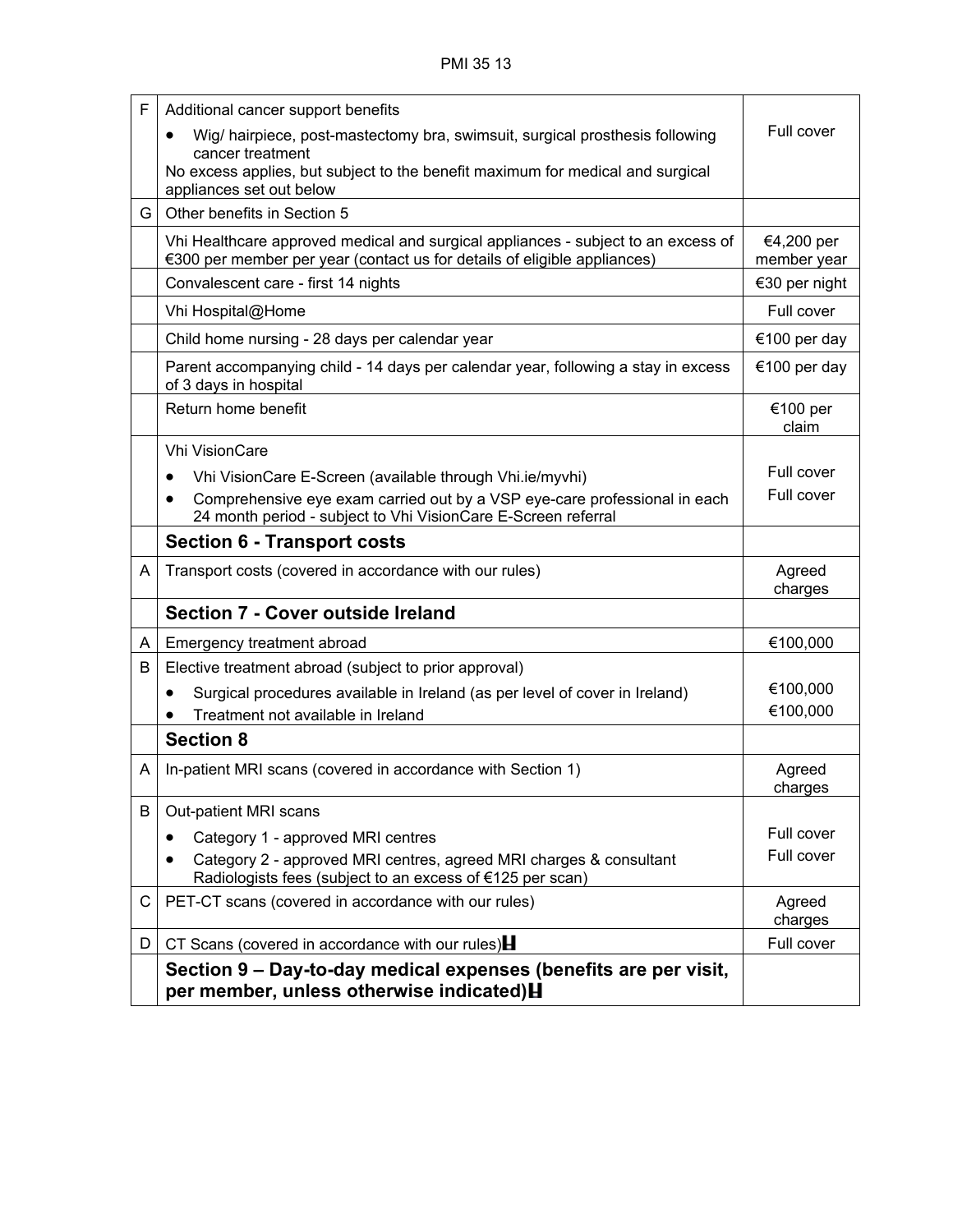| | | |
|---|---|---|
| F | Additional cancer support benefits<br>• Wig/ hairpiece, post-mastectomy bra, swimsuit, surgical prosthesis following cancer treatment<br>No excess applies, but subject to the benefit maximum for medical and surgical appliances set out below | Full cover |
| G | Other benefits in Section 5 | |
| | Vhi Healthcare approved medical and surgical appliances - subject to an excess of €300 per member per year (contact us for details of eligible appliances) | €4,200 per member year |
| | Convalescent care - first 14 nights | €30 per night |
| | Vhi Hospital@Home | Full cover |
| | Child home nursing - 28 days per calendar year | €100 per day |
| | Parent accompanying child - 14 days per calendar year, following a stay in excess of 3 days in hospital | €100 per day |
| | Return home benefit | €100 per claim |
| | Vhi VisionCare<br>• Vhi VisionCare E-Screen (available through Vhi.ie/myvhi)<br>• Comprehensive eye exam carried out by a VSP eye-care professional in each 24 month period - subject to Vhi VisionCare E-Screen referral | <br>Full cover<br>Full cover |
| | **Section 6 - Transport costs** | |
| A | Transport costs (covered in accordance with our rules) | Agreed charges |
| | **Section 7 - Cover outside Ireland** | |
| A | Emergency treatment abroad | €100,000 |
| B | Elective treatment abroad (subject to prior approval)<br>• Surgical procedures available in Ireland (as per level of cover in Ireland)<br>• Treatment not available in Ireland | <br>€100,000<br>€100,000 |
| | **Section 8** | |
| A | In-patient MRI scans (covered in accordance with Section 1) | Agreed charges |
| B | Out-patient MRI scans<br>• Category 1 - approved MRI centres<br>• Category 2 - approved MRI centres, agreed MRI charges & consultant Radiologists fees (subject to an excess of €125 per scan) | <br>Full cover<br>Full cover |
| C | PET-CT scans (covered in accordance with our rules) | Agreed charges |
| D | CT Scans (covered in accordance with our rules) | Full cover |
| | **Section 9 – Day-to-day medical expenses (benefits are per visit, per member, unless otherwise indicated)** | |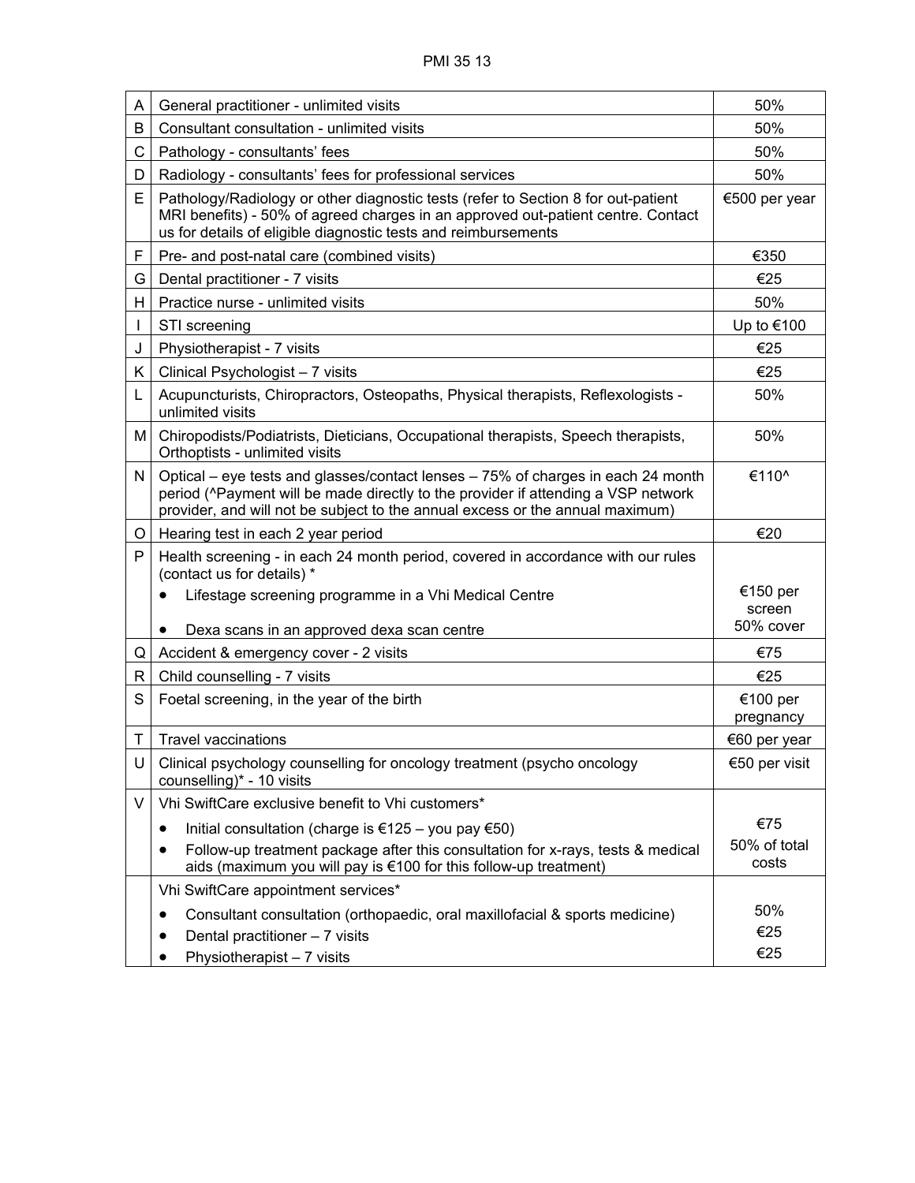| | | |
|---|---|---|
| A | General practitioner - unlimited visits | 50% |
| B | Consultant consultation - unlimited visits | 50% |
| C | Pathology - consultants' fees | 50% |
| D | Radiology - consultants' fees for professional services | 50% |
| E | Pathology/Radiology or other diagnostic tests (refer to Section 8 for out-patient MRI benefits) - 50% of agreed charges in an approved out-patient centre. Contact us for details of eligible diagnostic tests and reimbursements | €500 per year |
| F | Pre- and post-natal care (combined visits) | €350 |
| G | Dental practitioner - 7 visits | €25 |
| H | Practice nurse - unlimited visits | 50% |
| I | STI screening | Up to €100 |
| J | Physiotherapist - 7 visits | €25 |
| K | Clinical Psychologist – 7 visits | €25 |
| L | Acupuncturists, Chiropractors, Osteopaths, Physical therapists, Reflexologists - unlimited visits | 50% |
| M | Chiropodists/Podiatrists, Dieticians, Occupational therapists, Speech therapists, Orthoptists - unlimited visits | 50% |
| N | Optical – eye tests and glasses/contact lenses – 75% of charges in each 24 month period (^Payment will be made directly to the provider if attending a VSP network provider, and will not be subject to the annual excess or the annual maximum) | €110^ |
| O | Hearing test in each 2 year period | €20 |
| P | Health screening - in each 24 month period, covered in accordance with our rules (contact us for details) *<br>• Lifestage screening programme in a Vhi Medical Centre<br>• Dexa scans in an approved dexa scan centre | <br>€150 per screen<br>50% cover |
| Q | Accident & emergency cover - 2 visits | €75 |
| R | Child counselling - 7 visits | €25 |
| S | Foetal screening, in the year of the birth | €100 per pregnancy |
| T | Travel vaccinations | €60 per year |
| U | Clinical psychology counselling for oncology treatment (psycho oncology counselling)* - 10 visits | €50 per visit |
| V | Vhi SwiftCare exclusive benefit to Vhi customers*<br>• Initial consultation (charge is €125 – you pay €50)<br>• Follow-up treatment package after this consultation for x-rays, tests & medical aids (maximum you will pay is €100 for this follow-up treatment) | <br>€75<br>50% of total costs |
| | Vhi SwiftCare appointment services*<br>• Consultant consultation (orthopaedic, oral maxillofacial & sports medicine)<br>• Dental practitioner – 7 visits<br>• Physiotherapist – 7 visits | <br>50%<br>€25<br>€25 |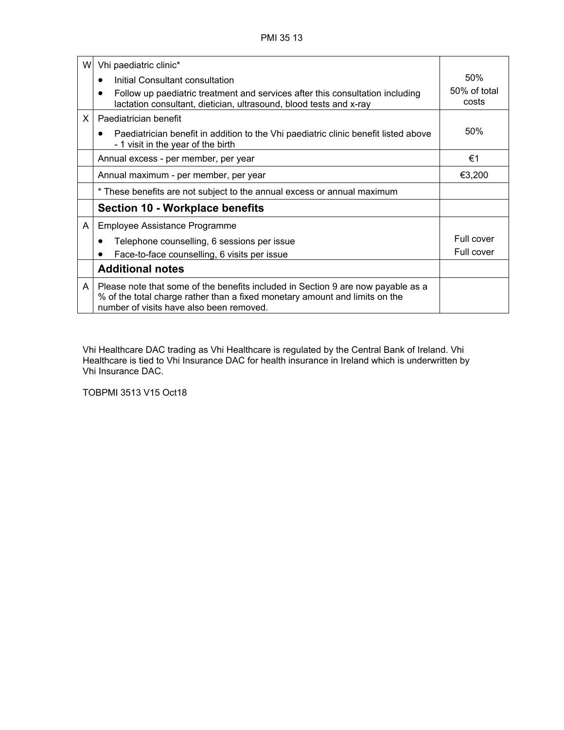| | | |
|---|---|---|
| W | Vhi paediatric clinic*<br>• Initial Consultant consultation<br>• Follow up paediatric treatment and services after this consultation including lactation consultant, dietician, ultrasound, blood tests and x-ray | 50%<br>50% of total costs |
| X | Paediatrician benefit<br>• Paediatrician benefit in addition to the Vhi paediatric clinic benefit listed above - 1 visit in the year of the birth | 50% |
| | Annual excess - per member, per year | €1 |
| | Annual maximum - per member, per year | €3,200 |
| | * These benefits are not subject to the annual excess or annual maximum | |
| | **Section 10 - Workplace benefits** | |
| A | Employee Assistance Programme<br>• Telephone counselling, 6 sessions per issue<br>• Face-to-face counselling, 6 visits per issue | Full cover<br>Full cover |
| | **Additional notes** | |
| A | Please note that some of the benefits included in Section 9 are now payable as a % of the total charge rather than a fixed monetary amount and limits on the number of visits have also been removed. | |

Vhi Healthcare DAC trading as Vhi Healthcare is regulated by the Central Bank of Ireland. Vhi Healthcare is tied to Vhi Insurance DAC for health insurance in Ireland which is underwritten by Vhi Insurance DAC.

TOBPMI 3513 V15 Oct18